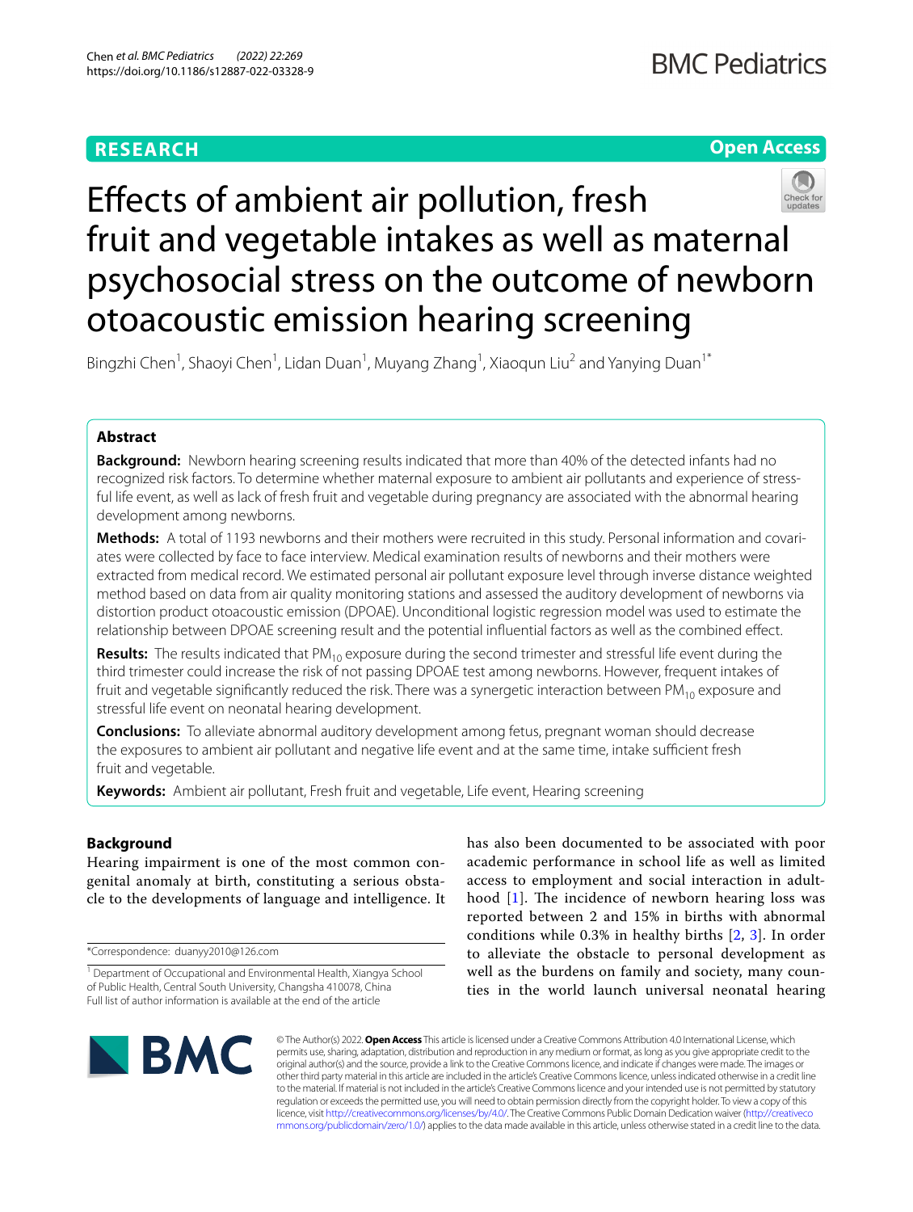RESEARCH

Open Access

# Effects of ambient air pollution, fresh fruit and vegetable intakes as well as maternal psychosocial stress on the outcome of newborn otoacoustic emission hearing screening

Bingzhi Chen[1], Shaoyi Chen[1], Lidan Duan[1], Muyang Zhang[1], Xiaoqun Liu[2] and Yanying Duan[1*]

## Abstract

**Background:** Newborn hearing screening results indicated that more than 40% of the detected infants had no recognized risk factors. To determine whether maternal exposure to ambient air pollutants and experience of stressful life event, as well as lack of fresh fruit and vegetable during pregnancy are associated with the abnormal hearing development among newborns.

**Methods:** A total of 1193 newborns and their mothers were recruited in this study. Personal information and covariates were collected by face to face interview. Medical examination results of newborns and their mothers were extracted from medical record. We estimated personal air pollutant exposure level through inverse distance weighted method based on data from air quality monitoring stations and assessed the auditory development of newborns via distortion product otoacoustic emission (DPOAE). Unconditional logistic regression model was used to estimate the relationship between DPOAE screening result and the potential influential factors as well as the combined effect.

**Results:** The results indicated that $PM_{10}$ exposure during the second trimester and stressful life event during the third trimester could increase the risk of not passing DPOAE test among newborns. However, frequent intakes of fruit and vegetable significantly reduced the risk. There was a synergetic interaction between $PM_{10}$ exposure and stressful life event on neonatal hearing development.

**Conclusions:** To alleviate abnormal auditory development among fetus, pregnant woman should decrease the exposures to ambient air pollutant and negative life event and at the same time, intake sufficient fresh fruit and vegetable.

**Keywords:** Ambient air pollutant, Fresh fruit and vegetable, Life event, Hearing screening

## Background

Hearing impairment is one of the most common congenital anomaly at birth, constituting a serious obstacle to the developments of language and intelligence. It has also been documented to be associated with poor academic performance in school life as well as limited access to employment and social interaction in adulthood [1]. The incidence of newborn hearing loss was reported between 2 and 15% in births with abnormal conditions while 0.3% in healthy births [2, 3]. In order to alleviate the obstacle to personal development as well as the burdens on family and society, many counties in the world launch universal neonatal hearing

*Correspondence: duanyy2010@126.com

[1] Department of Occupational and Environmental Health, Xiangya School of Public Health, Central South University, Changsha 410078, China

Full list of author information is available at the end of the article

© The Author(s) 2022. **Open Access** This article is licensed under a Creative Commons Attribution 4.0 International License, which permits use, sharing, adaptation, distribution and reproduction in any medium or format, as long as you give appropriate credit to the original author(s) and the source, provide a link to the Creative Commons licence, and indicate if changes were made. The images or other third party material in this article are included in the article's Creative Commons licence, unless indicated otherwise in a credit line to the material. If material is not included in the article's Creative Commons licence and your intended use is not permitted by statutory regulation or exceeds the permitted use, you will need to obtain permission directly from the copyright holder. To view a copy of this licence, visit http://creativecommons.org/licenses/by/4.0/. The Creative Commons Public Domain Dedication waiver (http://creativecommons.org/publicdomain/zero/1.0/) applies to the data made available in this article, unless otherwise stated in a credit line to the data.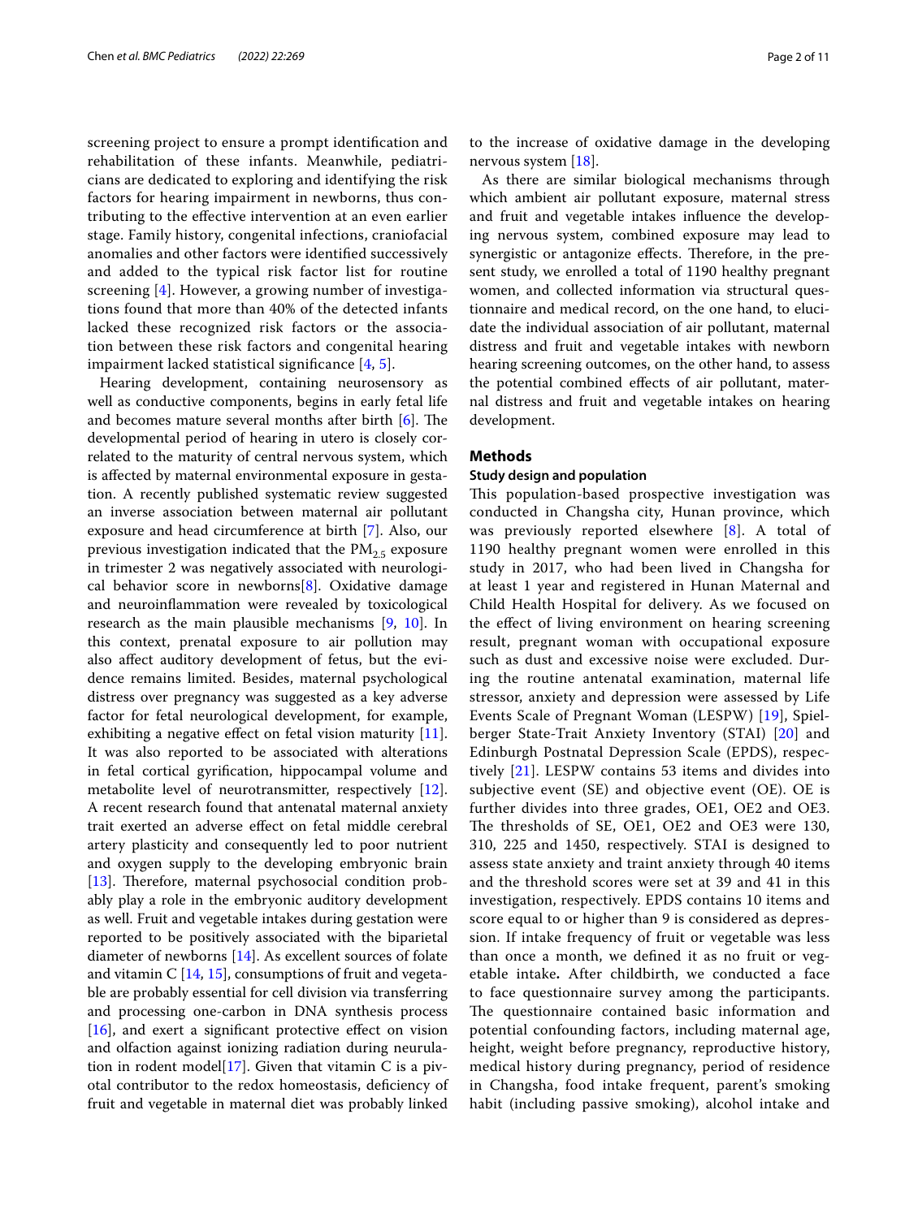screening project to ensure a prompt identification and rehabilitation of these infants. Meanwhile, pediatricians are dedicated to exploring and identifying the risk factors for hearing impairment in newborns, thus contributing to the effective intervention at an even earlier stage. Family history, congenital infections, craniofacial anomalies and other factors were identified successively and added to the typical risk factor list for routine screening [4]. However, a growing number of investigations found that more than 40% of the detected infants lacked these recognized risk factors or the association between these risk factors and congenital hearing impairment lacked statistical significance [4, 5].

Hearing development, containing neurosensory as well as conductive components, begins in early fetal life and becomes mature several months after birth [6]. The developmental period of hearing in utero is closely correlated to the maturity of central nervous system, which is affected by maternal environmental exposure in gestation. A recently published systematic review suggested an inverse association between maternal air pollutant exposure and head circumference at birth [7]. Also, our previous investigation indicated that the $PM_{2.5}$ exposure in trimester 2 was negatively associated with neurological behavior score in newborns[8]. Oxidative damage and neuroinflammation were revealed by toxicological research as the main plausible mechanisms [9, 10]. In this context, prenatal exposure to air pollution may also affect auditory development of fetus, but the evidence remains limited. Besides, maternal psychological distress over pregnancy was suggested as a key adverse factor for fetal neurological development, for example, exhibiting a negative effect on fetal vision maturity [11]. It was also reported to be associated with alterations in fetal cortical gyrification, hippocampal volume and metabolite level of neurotransmitter, respectively [12]. A recent research found that antenatal maternal anxiety trait exerted an adverse effect on fetal middle cerebral artery plasticity and consequently led to poor nutrient and oxygen supply to the developing embryonic brain [13]. Therefore, maternal psychosocial condition probably play a role in the embryonic auditory development as well. Fruit and vegetable intakes during gestation were reported to be positively associated with the biparietal diameter of newborns [14]. As excellent sources of folate and vitamin C [14, 15], consumptions of fruit and vegetable are probably essential for cell division via transferring and processing one-carbon in DNA synthesis process [16], and exert a significant protective effect on vision and olfaction against ionizing radiation during neurulation in rodent model[17]. Given that vitamin C is a pivotal contributor to the redox homeostasis, deficiency of fruit and vegetable in maternal diet was probably linked to the increase of oxidative damage in the developing nervous system [18].

As there are similar biological mechanisms through which ambient air pollutant exposure, maternal stress and fruit and vegetable intakes influence the developing nervous system, combined exposure may lead to synergistic or antagonize effects. Therefore, in the present study, we enrolled a total of 1190 healthy pregnant women, and collected information via structural questionnaire and medical record, on the one hand, to elucidate the individual association of air pollutant, maternal distress and fruit and vegetable intakes with newborn hearing screening outcomes, on the other hand, to assess the potential combined effects of air pollutant, maternal distress and fruit and vegetable intakes on hearing development.

## Methods

### Study design and population

This population-based prospective investigation was conducted in Changsha city, Hunan province, which was previously reported elsewhere [8]. A total of 1190 healthy pregnant women were enrolled in this study in 2017, who had been lived in Changsha for at least 1 year and registered in Hunan Maternal and Child Health Hospital for delivery. As we focused on the effect of living environment on hearing screening result, pregnant woman with occupational exposure such as dust and excessive noise were excluded. During the routine antenatal examination, maternal life stressor, anxiety and depression were assessed by Life Events Scale of Pregnant Woman (LESPW) [19], Spielberger State-Trait Anxiety Inventory (STAI) [20] and Edinburgh Postnatal Depression Scale (EPDS), respectively [21]. LESPW contains 53 items and divides into subjective event (SE) and objective event (OE). OE is further divides into three grades, OE1, OE2 and OE3. The thresholds of SE, OE1, OE2 and OE3 were 130, 310, 225 and 1450, respectively. STAI is designed to assess state anxiety and traint anxiety through 40 items and the threshold scores were set at 39 and 41 in this investigation, respectively. EPDS contains 10 items and score equal to or higher than 9 is considered as depression. If intake frequency of fruit or vegetable was less than once a month, we defined it as no fruit or vegetable intake**.** After childbirth, we conducted a face to face questionnaire survey among the participants. The questionnaire contained basic information and potential confounding factors, including maternal age, height, weight before pregnancy, reproductive history, medical history during pregnancy, period of residence in Changsha, food intake frequent, parent's smoking habit (including passive smoking), alcohol intake and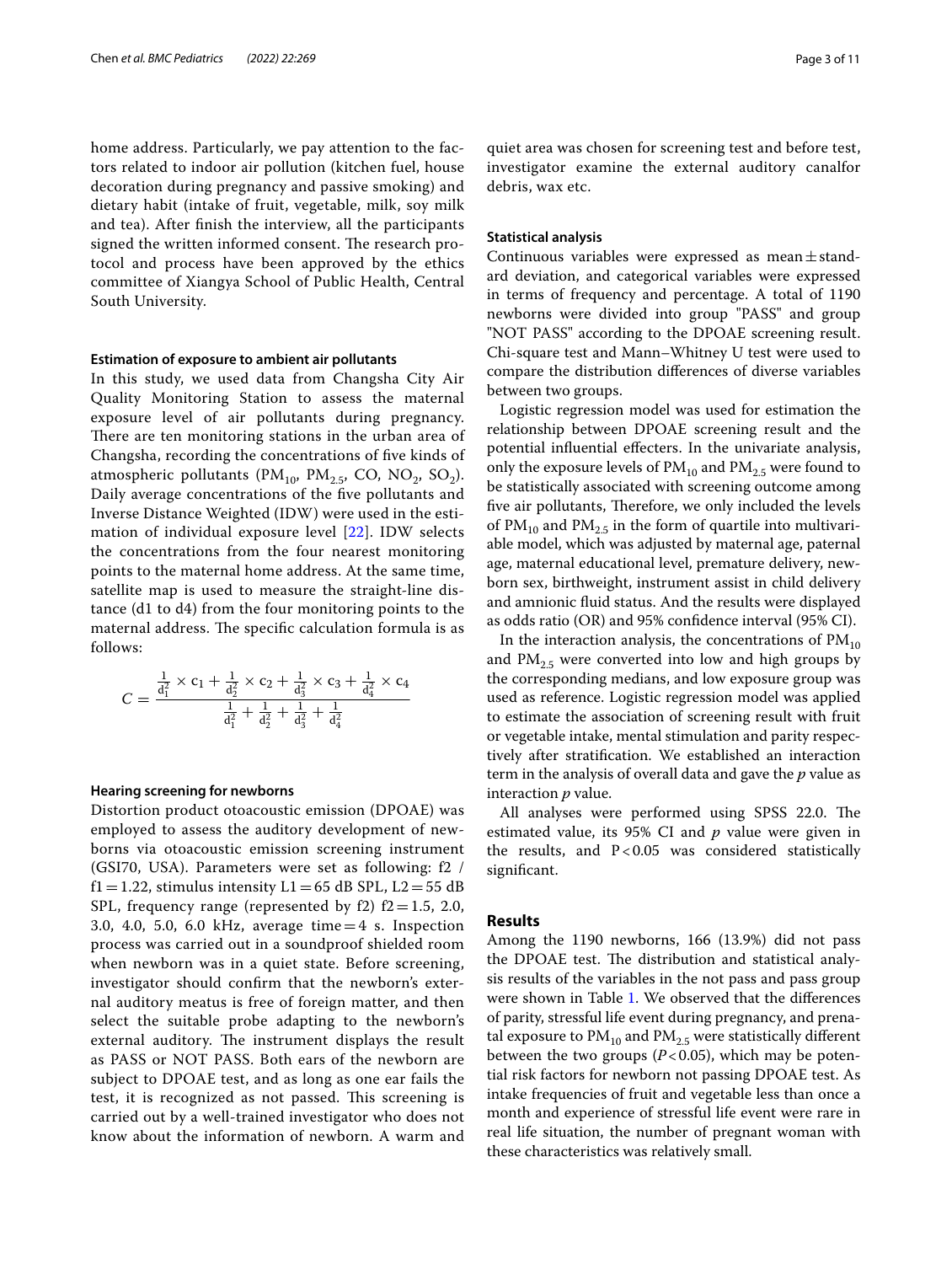home address. Particularly, we pay attention to the factors related to indoor air pollution (kitchen fuel, house decoration during pregnancy and passive smoking) and dietary habit (intake of fruit, vegetable, milk, soy milk and tea). After finish the interview, all the participants signed the written informed consent. The research protocol and process have been approved by the ethics committee of Xiangya School of Public Health, Central South University.

### Estimation of exposure to ambient air pollutants

In this study, we used data from Changsha City Air Quality Monitoring Station to assess the maternal exposure level of air pollutants during pregnancy. There are ten monitoring stations in the urban area of Changsha, recording the concentrations of five kinds of atmospheric pollutants ($PM_{10}$, $PM_{2.5}$, CO, $NO_2$, $SO_2$). Daily average concentrations of the five pollutants and Inverse Distance Weighted (IDW) were used in the estimation of individual exposure level [22]. IDW selects the concentrations from the four nearest monitoring points to the maternal home address. At the same time, satellite map is used to measure the straight-line distance (d1 to d4) from the four monitoring points to the maternal address. The specific calculation formula is as follows:

$$C = \frac{\frac{1}{d_1^2} \times c_1 + \frac{1}{d_2^2} \times c_2 + \frac{1}{d_3^2} \times c_3 + \frac{1}{d_4^2} \times c_4}{\frac{1}{d_1^2} + \frac{1}{d_2^2} + \frac{1}{d_3^2} + \frac{1}{d_4^2}}$$

### Hearing screening for newborns

Distortion product otoacoustic emission (DPOAE) was employed to assess the auditory development of newborns via otoacoustic emission screening instrument (GSI70, USA). Parameters were set as following: f2 / f1 = 1.22, stimulus intensity L1 = 65 dB SPL, L2 = 55 dB SPL, frequency range (represented by f2) f2 = 1.5, 2.0, 3.0, 4.0, 5.0, 6.0 kHz, average time = 4 s. Inspection process was carried out in a soundproof shielded room when newborn was in a quiet state. Before screening, investigator should confirm that the newborn's external auditory meatus is free of foreign matter, and then select the suitable probe adapting to the newborn's external auditory. The instrument displays the result as PASS or NOT PASS. Both ears of the newborn are subject to DPOAE test, and as long as one ear fails the test, it is recognized as not passed. This screening is carried out by a well-trained investigator who does not know about the information of newborn. A warm and quiet area was chosen for screening test and before test, investigator examine the external auditory canalfor debris, wax etc.

### Statistical analysis

Continuous variables were expressed as mean ± standard deviation, and categorical variables were expressed in terms of frequency and percentage. A total of 1190 newborns were divided into group "PASS" and group "NOT PASS" according to the DPOAE screening result. Chi-square test and Mann–Whitney U test were used to compare the distribution differences of diverse variables between two groups.

Logistic regression model was used for estimation the relationship between DPOAE screening result and the potential influential effecters. In the univariate analysis, only the exposure levels of $PM_{10}$ and $PM_{2.5}$ were found to be statistically associated with screening outcome among five air pollutants, Therefore, we only included the levels of $PM_{10}$ and $PM_{2.5}$ in the form of quartile into multivariable model, which was adjusted by maternal age, paternal age, maternal educational level, premature delivery, newborn sex, birthweight, instrument assist in child delivery and amnionic fluid status. And the results were displayed as odds ratio (OR) and 95% confidence interval (95% CI).

In the interaction analysis, the concentrations of $PM_{10}$ and $PM_{2.5}$ were converted into low and high groups by the corresponding medians, and low exposure group was used as reference. Logistic regression model was applied to estimate the association of screening result with fruit or vegetable intake, mental stimulation and parity respectively after stratification. We established an interaction term in the analysis of overall data and gave the *p* value as interaction *p* value.

All analyses were performed using SPSS 22.0. The estimated value, its 95% CI and *p* value were given in the results, and $P < 0.05$ was considered statistically significant.

## Results

Among the 1190 newborns, 166 (13.9%) did not pass the DPOAE test. The distribution and statistical analysis results of the variables in the not pass and pass group were shown in Table 1. We observed that the differences of parity, stressful life event during pregnancy, and prenatal exposure to $PM_{10}$ and $PM_{2.5}$ were statistically different between the two groups ($P < 0.05$), which may be potential risk factors for newborn not passing DPOAE test. As intake frequencies of fruit and vegetable less than once a month and experience of stressful life event were rare in real life situation, the number of pregnant woman with these characteristics was relatively small.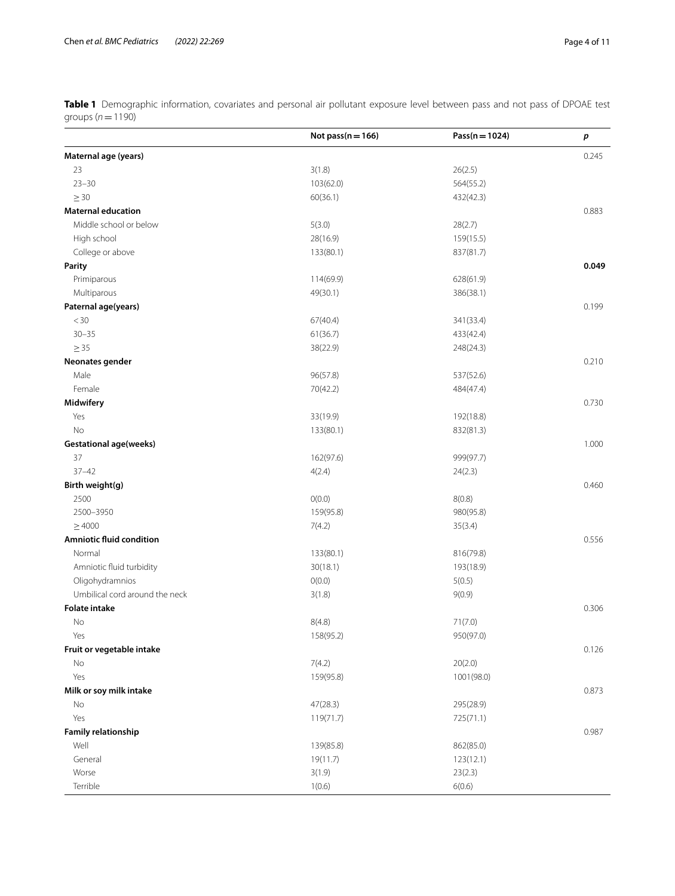**Table 1** Demographic information, covariates and personal air pollutant exposure level between pass and not pass of DPOAE test groups ($n = 1190$)

| | Not pass(n = 166) | Pass(n = 1024) | *p* |
|---|---|---|---|
| **Maternal age (years)** | | | 0.245 |
| 23 | 3(1.8) | 26(2.5) | |
| 23–30 | 103(62.0) | 564(55.2) | |
| ≥ 30 | 60(36.1) | 432(42.3) | |
| **Maternal education** | | | 0.883 |
| Middle school or below | 5(3.0) | 28(2.7) | |
| High school | 28(16.9) | 159(15.5) | |
| College or above | 133(80.1) | 837(81.7) | |
| **Parity** | | | **0.049** |
| Primiparous | 114(69.9) | 628(61.9) | |
| Multiparous | 49(30.1) | 386(38.1) | |
| **Paternal age(years)** | | | 0.199 |
| < 30 | 67(40.4) | 341(33.4) | |
| 30–35 | 61(36.7) | 433(42.4) | |
| ≥ 35 | 38(22.9) | 248(24.3) | |
| **Neonates gender** | | | 0.210 |
| Male | 96(57.8) | 537(52.6) | |
| Female | 70(42.2) | 484(47.4) | |
| **Midwifery** | | | 0.730 |
| Yes | 33(19.9) | 192(18.8) | |
| No | 133(80.1) | 832(81.3) | |
| **Gestational age(weeks)** | | | 1.000 |
| 37 | 162(97.6) | 999(97.7) | |
| 37–42 | 4(2.4) | 24(2.3) | |
| **Birth weight(g)** | | | 0.460 |
| 2500 | 0(0.0) | 8(0.8) | |
| 2500–3950 | 159(95.8) | 980(95.8) | |
| ≥ 4000 | 7(4.2) | 35(3.4) | |
| **Amniotic fluid condition** | | | 0.556 |
| Normal | 133(80.1) | 816(79.8) | |
| Amniotic fluid turbidity | 30(18.1) | 193(18.9) | |
| Oligohydramnios | 0(0.0) | 5(0.5) | |
| Umbilical cord around the neck | 3(1.8) | 9(0.9) | |
| **Folate intake** | | | 0.306 |
| No | 8(4.8) | 71(7.0) | |
| Yes | 158(95.2) | 950(97.0) | |
| **Fruit or vegetable intake** | | | 0.126 |
| No | 7(4.2) | 20(2.0) | |
| Yes | 159(95.8) | 1001(98.0) | |
| **Milk or soy milk intake** | | | 0.873 |
| No | 47(28.3) | 295(28.9) | |
| Yes | 119(71.7) | 725(71.1) | |
| **Family relationship** | | | 0.987 |
| Well | 139(85.8) | 862(85.0) | |
| General | 19(11.7) | 123(12.1) | |
| Worse | 3(1.9) | 23(2.3) | |
| Terrible | 1(0.6) | 6(0.6) | |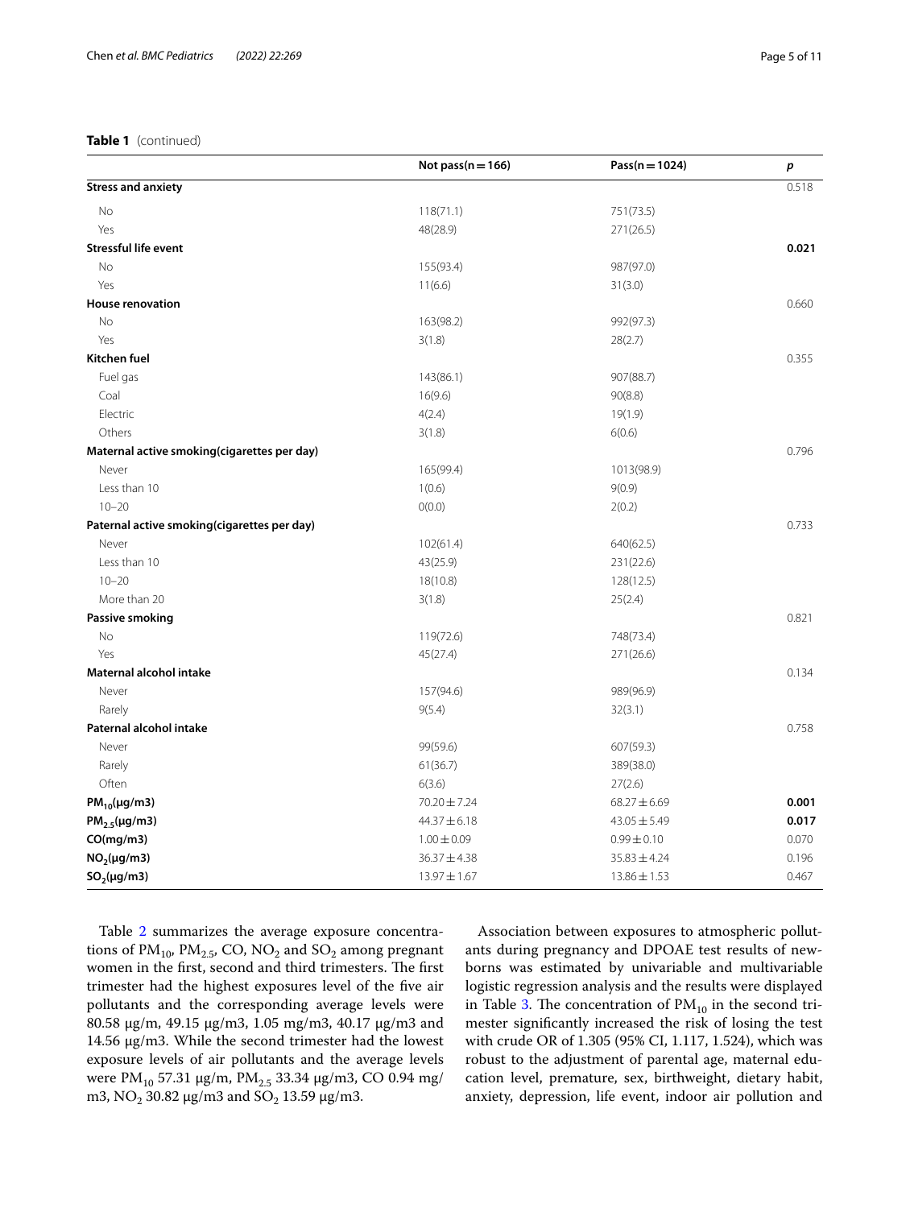**Table 1** (continued)

| | Not pass(n = 166) | Pass(n = 1024) | *p* |
|---|---|---|---|
| **Stress and anxiety** | | | 0.518 |
| No | 118(71.1) | 751(73.5) | |
| Yes | 48(28.9) | 271(26.5) | |
| **Stressful life event** | | | **0.021** |
| No | 155(93.4) | 987(97.0) | |
| Yes | 11(6.6) | 31(3.0) | |
| **House renovation** | | | 0.660 |
| No | 163(98.2) | 992(97.3) | |
| Yes | 3(1.8) | 28(2.7) | |
| **Kitchen fuel** | | | 0.355 |
| Fuel gas | 143(86.1) | 907(88.7) | |
| Coal | 16(9.6) | 90(8.8) | |
| Electric | 4(2.4) | 19(1.9) | |
| Others | 3(1.8) | 6(0.6) | |
| **Maternal active smoking(cigarettes per day)** | | | 0.796 |
| Never | 165(99.4) | 1013(98.9) | |
| Less than 10 | 1(0.6) | 9(0.9) | |
| 10–20 | 0(0.0) | 2(0.2) | |
| **Paternal active smoking(cigarettes per day)** | | | 0.733 |
| Never | 102(61.4) | 640(62.5) | |
| Less than 10 | 43(25.9) | 231(22.6) | |
| 10–20 | 18(10.8) | 128(12.5) | |
| More than 20 | 3(1.8) | 25(2.4) | |
| **Passive smoking** | | | 0.821 |
| No | 119(72.6) | 748(73.4) | |
| Yes | 45(27.4) | 271(26.6) | |
| **Maternal alcohol intake** | | | 0.134 |
| Never | 157(94.6) | 989(96.9) | |
| Rarely | 9(5.4) | 32(3.1) | |
| **Paternal alcohol intake** | | | 0.758 |
| Never | 99(59.6) | 607(59.3) | |
| Rarely | 61(36.7) | 389(38.0) | |
| Often | 6(3.6) | 27(2.6) | |
| **$PM_{10}$(μg/m3)** | 70.20 ± 7.24 | 68.27 ± 6.69 | **0.001** |
| **$PM_{2.5}$(μg/m3)** | 44.37 ± 6.18 | 43.05 ± 5.49 | **0.017** |
| **CO(mg/m3)** | 1.00 ± 0.09 | 0.99 ± 0.10 | 0.070 |
| **$NO_2$(μg/m3)** | 36.37 ± 4.38 | 35.83 ± 4.24 | 0.196 |
| **$SO_2$(μg/m3)** | 13.97 ± 1.67 | 13.86 ± 1.53 | 0.467 |

Table 2 summarizes the average exposure concentrations of $PM_{10}$, $PM_{2.5}$, CO, $NO_2$ and $SO_2$ among pregnant women in the first, second and third trimesters. The first trimester had the highest exposures level of the five air pollutants and the corresponding average levels were 80.58 μg/m, 49.15 μg/m3, 1.05 mg/m3, 40.17 μg/m3 and 14.56 μg/m3. While the second trimester had the lowest exposure levels of air pollutants and the average levels were $PM_{10}$ 57.31 μg/m, $PM_{2.5}$ 33.34 μg/m3, CO 0.94 mg/m3, $NO_2$ 30.82 μg/m3 and $SO_2$ 13.59 μg/m3.

Association between exposures to atmospheric pollutants during pregnancy and DPOAE test results of newborns was estimated by univariable and multivariable logistic regression analysis and the results were displayed in Table 3. The concentration of $PM_{10}$ in the second trimester significantly increased the risk of losing the test with crude OR of 1.305 (95% CI, 1.117, 1.524), which was robust to the adjustment of parental age, maternal education level, premature, sex, birthweight, dietary habit, anxiety, depression, life event, indoor air pollution and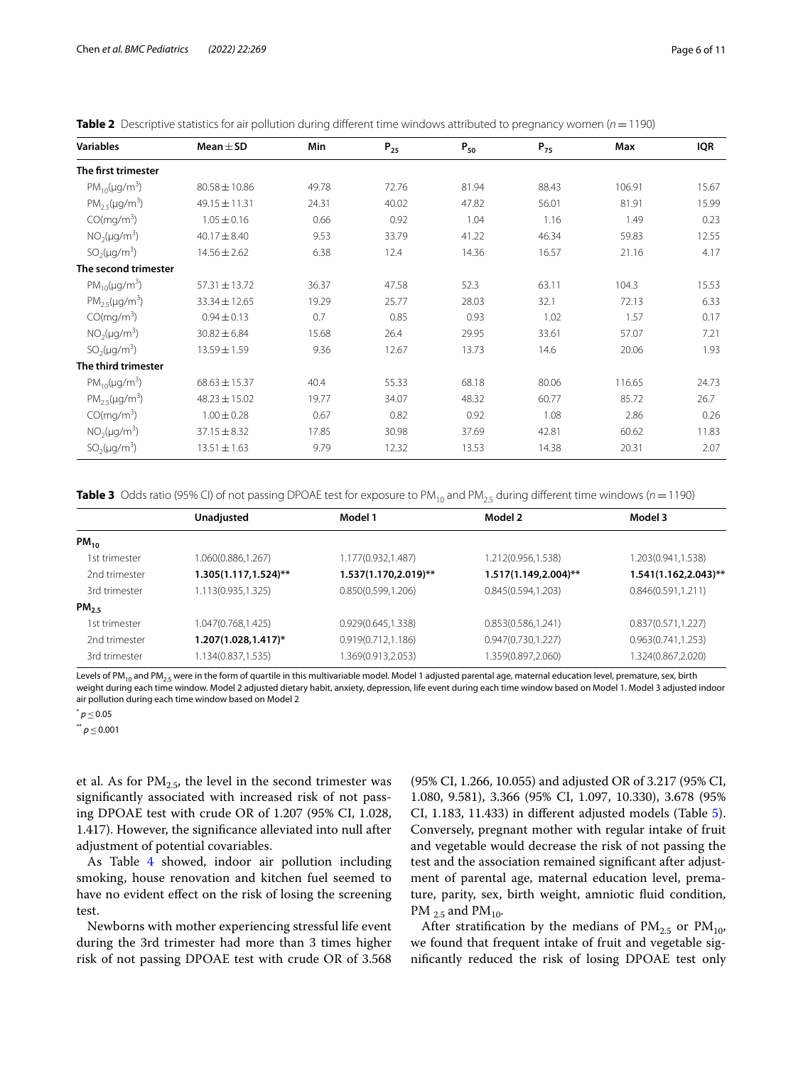**Table 2** Descriptive statistics for air pollution during different time windows attributed to pregnancy women ($n = 1190$)

| Variables | Mean ± SD | Min | $P_{25}$ | $P_{50}$ | $P_{75}$ | Max | IQR |
|---|---|---|---|---|---|---|---|
| **The first trimester** | | | | | | | |
| $PM_{10}$(μg/m$^3$) | 80.58 ± 10.86 | 49.78 | 72.76 | 81.94 | 88.43 | 106.91 | 15.67 |
| $PM_{2.5}$(μg/m$^3$) | 49.15 ± 11.31 | 24.31 | 40.02 | 47.82 | 56.01 | 81.91 | 15.99 |
| CO(mg/m$^3$) | 1.05 ± 0.16 | 0.66 | 0.92 | 1.04 | 1.16 | 1.49 | 0.23 |
| $NO_2$(μg/m$^3$) | 40.17 ± 8.40 | 9.53 | 33.79 | 41.22 | 46.34 | 59.83 | 12.55 |
| $SO_2$(μg/m$^3$) | 14.56 ± 2.62 | 6.38 | 12.4 | 14.36 | 16.57 | 21.16 | 4.17 |
| **The second trimester** | | | | | | | |
| $PM_{10}$(μg/m$^3$) | 57.31 ± 13.72 | 36.37 | 47.58 | 52.3 | 63.11 | 104.3 | 15.53 |
| $PM_{2.5}$(μg/m$^3$) | 33.34 ± 12.65 | 19.29 | 25.77 | 28.03 | 32.1 | 72.13 | 6.33 |
| CO(mg/m$^3$) | 0.94 ± 0.13 | 0.7 | 0.85 | 0.93 | 1.02 | 1.57 | 0.17 |
| $NO_2$(μg/m$^3$) | 30.82 ± 6.84 | 15.68 | 26.4 | 29.95 | 33.61 | 57.07 | 7.21 |
| $SO_2$(μg/m$^3$) | 13.59 ± 1.59 | 9.36 | 12.67 | 13.73 | 14.6 | 20.06 | 1.93 |
| **The third trimester** | | | | | | | |
| $PM_{10}$(μg/m$^3$) | 68.63 ± 15.37 | 40.4 | 55.33 | 68.18 | 80.06 | 116.65 | 24.73 |
| $PM_{2.5}$(μg/m$^3$) | 48.23 ± 15.02 | 19.77 | 34.07 | 48.32 | 60.77 | 85.72 | 26.7 |
| CO(mg/m$^3$) | 1.00 ± 0.28 | 0.67 | 0.82 | 0.92 | 1.08 | 2.86 | 0.26 |
| $NO_2$(μg/m$^3$) | 37.15 ± 8.32 | 17.85 | 30.98 | 37.69 | 42.81 | 60.62 | 11.83 |
| $SO_2$(μg/m$^3$) | 13.51 ± 1.63 | 9.79 | 12.32 | 13.53 | 14.38 | 20.31 | 2.07 |

**Table 3** Odds ratio (95% CI) of not passing DPOAE test for exposure to $PM_{10}$ and $PM_{2.5}$ during different time windows ($n = 1190$)

| | Unadjusted | Model 1 | Model 2 | Model 3 |
|---|---|---|---|---|
| **$PM_{10}$** | | | | |
| 1st trimester | 1.060(0.886,1.267) | 1.177(0.932,1.487) | 1.212(0.956,1.538) | 1.203(0.941,1.538) |
| 2nd trimester | **1.305(1.117,1.524)**** | **1.537(1.170,2.019)**** | **1.517(1.149,2.004)**** | **1.541(1.162,2.043)**** |
| 3rd trimester | 1.113(0.935,1.325) | 0.850(0.599,1.206) | 0.845(0.594,1.203) | 0.846(0.591,1.211) |
| **$PM_{2.5}$** | | | | |
| 1st trimester | 1.047(0.768,1.425) | 0.929(0.645,1.338) | 0.853(0.586,1.241) | 0.837(0.571,1.227) |
| 2nd trimester | **1.207(1.028,1.417)*** | 0.919(0.712,1.186) | 0.947(0.730,1.227) | 0.963(0.741,1.253) |
| 3rd trimester | 1.134(0.837,1.535) | 1.369(0.913,2.053) | 1.359(0.897,2.060) | 1.324(0.867,2.020) |

Levels of $PM_{10}$ and $PM_{2.5}$ were in the form of quartile in this multivariable model. Model 1 adjusted parental age, maternal education level, premature, sex, birth weight during each time window. Model 2 adjusted dietary habit, anxiety, depression, life event during each time window based on Model 1. Model 3 adjusted indoor air pollution during each time window based on Model 2

* $p \leq 0.05$

** $p \leq 0.001$

et al. As for $PM_{2.5}$, the level in the second trimester was significantly associated with increased risk of not passing DPOAE test with crude OR of 1.207 (95% CI, 1.028, 1.417). However, the significance alleviated into null after adjustment of potential covariables.

As Table 4 showed, indoor air pollution including smoking, house renovation and kitchen fuel seemed to have no evident effect on the risk of losing the screening test.

Newborns with mother experiencing stressful life event during the 3rd trimester had more than 3 times higher risk of not passing DPOAE test with crude OR of 3.568 (95% CI, 1.266, 10.055) and adjusted OR of 3.217 (95% CI, 1.080, 9.581), 3.366 (95% CI, 1.097, 10.330), 3.678 (95% CI, 1.183, 11.433) in different adjusted models (Table 5). Conversely, pregnant mother with regular intake of fruit and vegetable would decrease the risk of not passing the test and the association remained significant after adjustment of parental age, maternal education level, premature, parity, sex, birth weight, amniotic fluid condition, $PM_{2.5}$ and $PM_{10}$.

After stratification by the medians of $PM_{2.5}$ or $PM_{10}$, we found that frequent intake of fruit and vegetable significantly reduced the risk of losing DPOAE test only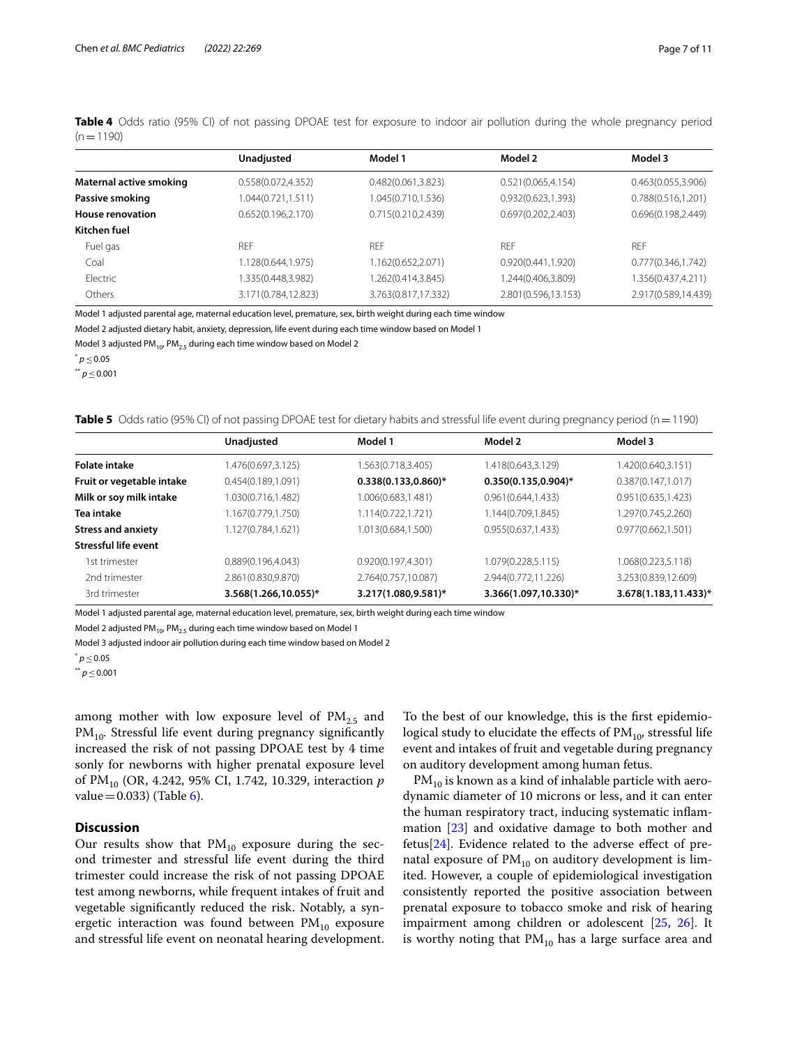**Table 4** Odds ratio (95% CI) of not passing DPOAE test for exposure to indoor air pollution during the whole pregnancy period (n = 1190)

| | Unadjusted | Model 1 | Model 2 | Model 3 |
|---|---|---|---|---|
| **Maternal active smoking** | 0.558(0.072,4.352) | 0.482(0.061,3.823) | 0.521(0.065,4.154) | 0.463(0.055,3.906) |
| **Passive smoking** | 1.044(0.721,1.511) | 1.045(0.710,1.536) | 0.932(0.623,1.393) | 0.788(0.516,1.201) |
| **House renovation** | 0.652(0.196,2.170) | 0.715(0.210,2.439) | 0.697(0.202,2.403) | 0.696(0.198,2.449) |
| **Kitchen fuel** | | | | |
| Fuel gas | REF | REF | REF | REF |
| Coal | 1.128(0.644,1.975) | 1.162(0.652,2.071) | 0.920(0.441,1.920) | 0.777(0.346,1.742) |
| Electric | 1.335(0.448,3.982) | 1.262(0.414,3.845) | 1.244(0.406,3.809) | 1.356(0.437,4.211) |
| Others | 3.171(0.784,12.823) | 3.763(0.817,17.332) | 2.801(0.596,13.153) | 2.917(0.589,14.439) |

Model 1 adjusted parental age, maternal education level, premature, sex, birth weight during each time window

Model 2 adjusted dietary habit, anxiety, depression, life event during each time window based on Model 1

Model 3 adjusted $PM_{10}$, $PM_{2.5}$ during each time window based on Model 2

\* $p \leq 0.05$

\*\* $p \leq 0.001$

**Table 5** Odds ratio (95% CI) of not passing DPOAE test for dietary habits and stressful life event during pregnancy period (n = 1190)

| | Unadjusted | Model 1 | Model 2 | Model 3 |
|---|---|---|---|---|
| **Folate intake** | 1.476(0.697,3.125) | 1.563(0.718,3.405) | 1.418(0.643,3.129) | 1.420(0.640,3.151) |
| **Fruit or vegetable intake** | 0.454(0.189,1.091) | **0.338(0.133,0.860)*** | **0.350(0.135,0.904)*** | 0.387(0.147,1.017) |
| **Milk or soy milk intake** | 1.030(0.716,1.482) | 1.006(0.683,1.481) | 0.961(0.644,1.433) | 0.951(0.635,1.423) |
| **Tea intake** | 1.167(0.779,1.750) | 1.114(0.722,1.721) | 1.144(0.709,1.845) | 1.297(0.745,2.260) |
| **Stress and anxiety** | 1.127(0.784,1.621) | 1.013(0.684,1.500) | 0.955(0.637,1.433) | 0.977(0.662,1.501) |
| **Stressful life event** | | | | |
| 1st trimester | 0.889(0.196,4.043) | 0.920(0.197,4.301) | 1.079(0.228,5.115) | 1.068(0.223,5.118) |
| 2nd trimester | 2.861(0.830,9.870) | 2.764(0.757,10.087) | 2.944(0.772,11.226) | 3.253(0.839,12.609) |
| 3rd trimester | **3.568(1.266,10.055)*** | **3.217(1.080,9.581)*** | **3.366(1.097,10.330)*** | **3.678(1.183,11.433)*** |

Model 1 adjusted parental age, maternal education level, premature, sex, birth weight during each time window

Model 2 adjusted $PM_{10}$, $PM_{2.5}$ during each time window based on Model 1

Model 3 adjusted indoor air pollution during each time window based on Model 2

\* $p \leq 0.05$

\*\* $p \leq 0.001$

among mother with low exposure level of $PM_{2.5}$ and $PM_{10}$. Stressful life event during pregnancy significantly increased the risk of not passing DPOAE test by 4 time sonly for newborns with higher prenatal exposure level of $PM_{10}$ (OR, 4.242, 95% CI, 1.742, 10.329, interaction $p$ value = 0.033) (Table 6).

## Discussion

Our results show that $PM_{10}$ exposure during the second trimester and stressful life event during the third trimester could increase the risk of not passing DPOAE test among newborns, while frequent intakes of fruit and vegetable significantly reduced the risk. Notably, a synergetic interaction was found between $PM_{10}$ exposure and stressful life event on neonatal hearing development. To the best of our knowledge, this is the first epidemiological study to elucidate the effects of $PM_{10}$, stressful life event and intakes of fruit and vegetable during pregnancy on auditory development among human fetus.

$PM_{10}$ is known as a kind of inhalable particle with aerodynamic diameter of 10 microns or less, and it can enter the human respiratory tract, inducing systematic inflammation [23] and oxidative damage to both mother and fetus[24]. Evidence related to the adverse effect of prenatal exposure of $PM_{10}$ on auditory development is limited. However, a couple of epidemiological investigation consistently reported the positive association between prenatal exposure to tobacco smoke and risk of hearing impairment among children or adolescent [25, 26]. It is worthy noting that $PM_{10}$ has a large surface area and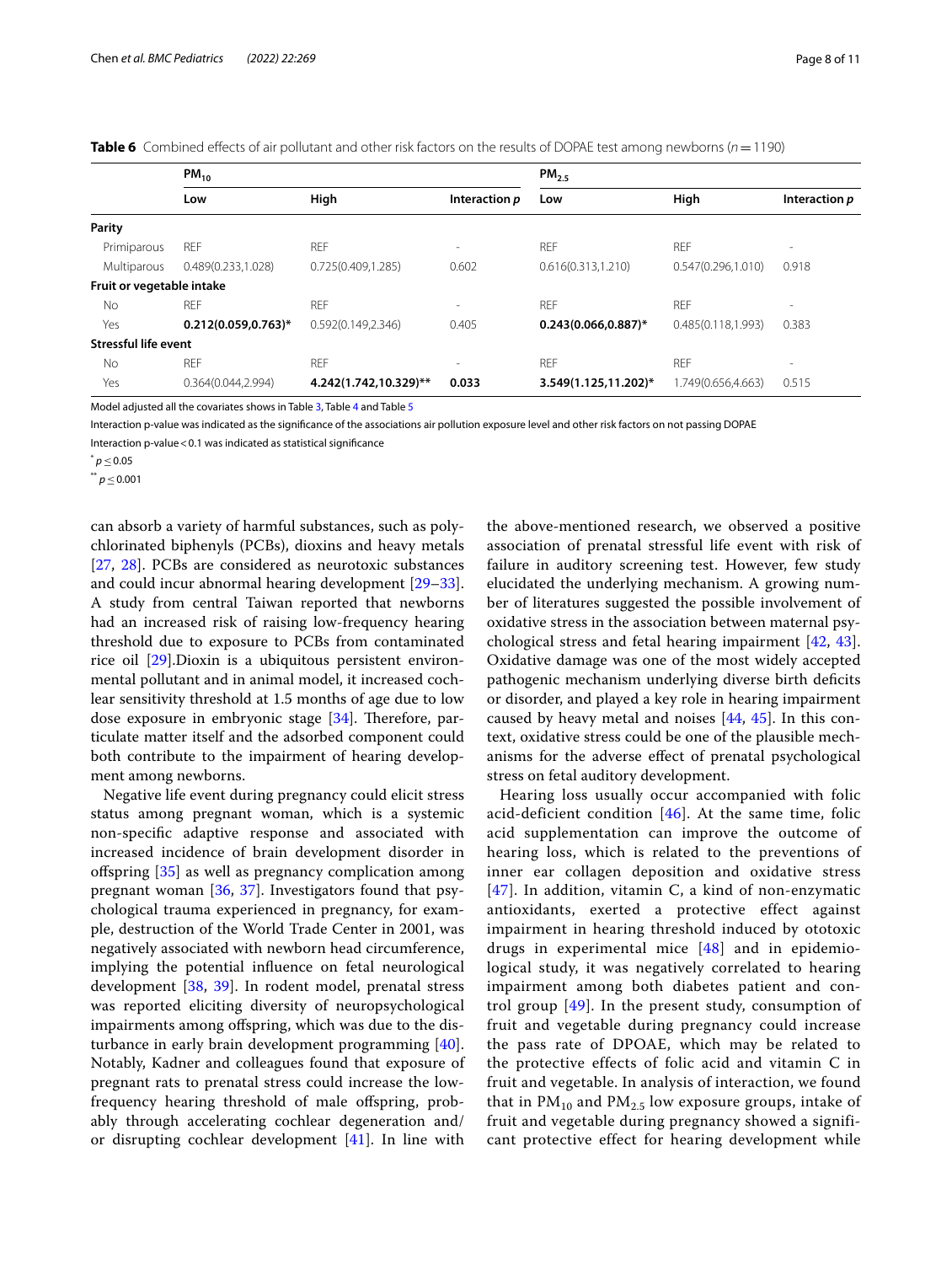**Table 6** Combined effects of air pollutant and other risk factors on the results of DOPAE test among newborns ($n = 1190$)

| | $PM_{10}$ | | | $PM_{2.5}$ | | |
|---|---|---|---|---|---|---|
| | Low | High | Interaction *p* | Low | High | Interaction *p* |
| **Parity** | | | | | | |
| Primiparous | REF | REF | - | REF | REF | - |
| Multiparous | 0.489(0.233,1.028) | 0.725(0.409,1.285) | 0.602 | 0.616(0.313,1.210) | 0.547(0.296,1.010) | 0.918 |
| **Fruit or vegetable intake** | | | | | | |
| No | REF | REF | - | REF | REF | - |
| Yes | **0.212(0.059,0.763)*** | 0.592(0.149,2.346) | 0.405 | **0.243(0.066,0.887)*** | 0.485(0.118,1.993) | 0.383 |
| **Stressful life event** | | | | | | |
| No | REF | REF | - | REF | REF | - |
| Yes | 0.364(0.044,2.994) | **4.242(1.742,10.329)**** | **0.033** | **3.549(1.125,11.202)*** | 1.749(0.656,4.663) | 0.515 |

Model adjusted all the covariates shows in Table 3, Table 4 and Table 5

Interaction p-value was indicated as the significance of the associations air pollution exposure level and other risk factors on not passing DOPAE

Interaction p-value < 0.1 was indicated as statistical significance

* $p \leq 0.05$

** $p \leq 0.001$

can absorb a variety of harmful substances, such as polychlorinated biphenyls (PCBs), dioxins and heavy metals [27, 28]. PCBs are considered as neurotoxic substances and could incur abnormal hearing development [29–33]. A study from central Taiwan reported that newborns had an increased risk of raising low-frequency hearing threshold due to exposure to PCBs from contaminated rice oil [29].Dioxin is a ubiquitous persistent environmental pollutant and in animal model, it increased cochlear sensitivity threshold at 1.5 months of age due to low dose exposure in embryonic stage [34]. Therefore, particulate matter itself and the adsorbed component could both contribute to the impairment of hearing development among newborns.

Negative life event during pregnancy could elicit stress status among pregnant woman, which is a systemic non-specific adaptive response and associated with increased incidence of brain development disorder in offspring [35] as well as pregnancy complication among pregnant woman [36, 37]. Investigators found that psychological trauma experienced in pregnancy, for example, destruction of the World Trade Center in 2001, was negatively associated with newborn head circumference, implying the potential influence on fetal neurological development [38, 39]. In rodent model, prenatal stress was reported eliciting diversity of neuropsychological impairments among offspring, which was due to the disturbance in early brain development programming [40]. Notably, Kadner and colleagues found that exposure of pregnant rats to prenatal stress could increase the low-frequency hearing threshold of male offspring, probably through accelerating cochlear degeneration and/or disrupting cochlear development [41]. In line with the above-mentioned research, we observed a positive association of prenatal stressful life event with risk of failure in auditory screening test. However, few study elucidated the underlying mechanism. A growing number of literatures suggested the possible involvement of oxidative stress in the association between maternal psychological stress and fetal hearing impairment [42, 43]. Oxidative damage was one of the most widely accepted pathogenic mechanism underlying diverse birth deficits or disorder, and played a key role in hearing impairment caused by heavy metal and noises [44, 45]. In this context, oxidative stress could be one of the plausible mechanisms for the adverse effect of prenatal psychological stress on fetal auditory development.

Hearing loss usually occur accompanied with folic acid-deficient condition [46]. At the same time, folic acid supplementation can improve the outcome of hearing loss, which is related to the preventions of inner ear collagen deposition and oxidative stress [47]. In addition, vitamin C, a kind of non-enzymatic antioxidants, exerted a protective effect against impairment in hearing threshold induced by ototoxic drugs in experimental mice [48] and in epidemiological study, it was negatively correlated to hearing impairment among both diabetes patient and control group [49]. In the present study, consumption of fruit and vegetable during pregnancy could increase the pass rate of DPOAE, which may be related to the protective effects of folic acid and vitamin C in fruit and vegetable. In analysis of interaction, we found that in $PM_{10}$ and $PM_{2.5}$ low exposure groups, intake of fruit and vegetable during pregnancy showed a significant protective effect for hearing development while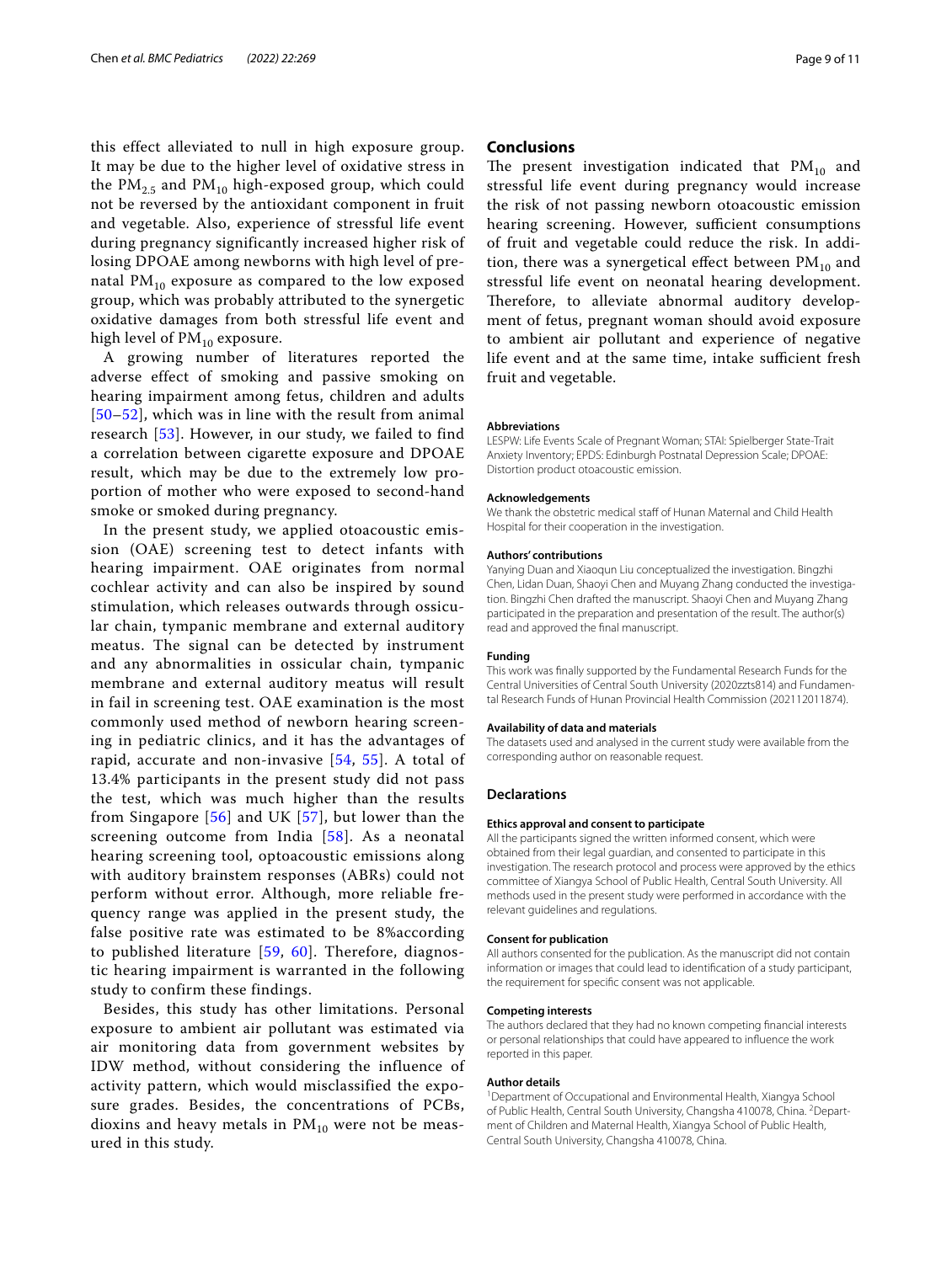this effect alleviated to null in high exposure group. It may be due to the higher level of oxidative stress in the $PM_{2.5}$ and $PM_{10}$ high-exposed group, which could not be reversed by the antioxidant component in fruit and vegetable. Also, experience of stressful life event during pregnancy significantly increased higher risk of losing DPOAE among newborns with high level of prenatal $PM_{10}$ exposure as compared to the low exposed group, which was probably attributed to the synergetic oxidative damages from both stressful life event and high level of $PM_{10}$ exposure.

A growing number of literatures reported the adverse effect of smoking and passive smoking on hearing impairment among fetus, children and adults [50–52], which was in line with the result from animal research [53]. However, in our study, we failed to find a correlation between cigarette exposure and DPOAE result, which may be due to the extremely low proportion of mother who were exposed to second-hand smoke or smoked during pregnancy.

In the present study, we applied otoacoustic emission (OAE) screening test to detect infants with hearing impairment. OAE originates from normal cochlear activity and can also be inspired by sound stimulation, which releases outwards through ossicular chain, tympanic membrane and external auditory meatus. The signal can be detected by instrument and any abnormalities in ossicular chain, tympanic membrane and external auditory meatus will result in fail in screening test. OAE examination is the most commonly used method of newborn hearing screening in pediatric clinics, and it has the advantages of rapid, accurate and non-invasive [54, 55]. A total of 13.4% participants in the present study did not pass the test, which was much higher than the results from Singapore [56] and UK [57], but lower than the screening outcome from India [58]. As a neonatal hearing screening tool, optoacoustic emissions along with auditory brainstem responses (ABRs) could not perform without error. Although, more reliable frequency range was applied in the present study, the false positive rate was estimated to be 8%according to published literature [59, 60]. Therefore, diagnostic hearing impairment is warranted in the following study to confirm these findings.

Besides, this study has other limitations. Personal exposure to ambient air pollutant was estimated via air monitoring data from government websites by IDW method, without considering the influence of activity pattern, which would misclassified the exposure grades. Besides, the concentrations of PCBs, dioxins and heavy metals in $PM_{10}$ were not be measured in this study.

## Conclusions

The present investigation indicated that $PM_{10}$ and stressful life event during pregnancy would increase the risk of not passing newborn otoacoustic emission hearing screening. However, sufficient consumptions of fruit and vegetable could reduce the risk. In addition, there was a synergetical effect between $PM_{10}$ and stressful life event on neonatal hearing development. Therefore, to alleviate abnormal auditory development of fetus, pregnant woman should avoid exposure to ambient air pollutant and experience of negative life event and at the same time, intake sufficient fresh fruit and vegetable.

#### Abbreviations

LESPW: Life Events Scale of Pregnant Woman; STAI: Spielberger State-Trait Anxiety Inventory; EPDS: Edinburgh Postnatal Depression Scale; DPOAE: Distortion product otoacoustic emission.

#### Acknowledgements

We thank the obstetric medical staff of Hunan Maternal and Child Health Hospital for their cooperation in the investigation.

#### Authors' contributions

Yanying Duan and Xiaoqun Liu conceptualized the investigation. Bingzhi Chen, Lidan Duan, Shaoyi Chen and Muyang Zhang conducted the investigation. Bingzhi Chen drafted the manuscript. Shaoyi Chen and Muyang Zhang participated in the preparation and presentation of the result. The author(s) read and approved the final manuscript.

#### Funding

This work was finally supported by the Fundamental Research Funds for the Central Universities of Central South University (2020zzts814) and Fundamental Research Funds of Hunan Provincial Health Commission (202112011874).

#### Availability of data and materials

The datasets used and analysed in the current study were available from the corresponding author on reasonable request.

### Declarations

#### Ethics approval and consent to participate

All the participants signed the written informed consent, which were obtained from their legal guardian, and consented to participate in this investigation. The research protocol and process were approved by the ethics committee of Xiangya School of Public Health, Central South University. All methods used in the present study were performed in accordance with the relevant guidelines and regulations.

#### Consent for publication

All authors consented for the publication. As the manuscript did not contain information or images that could lead to identification of a study participant, the requirement for specific consent was not applicable.

#### Competing interests

The authors declared that they had no known competing financial interests or personal relationships that could have appeared to influence the work reported in this paper.

#### Author details

[1]Department of Occupational and Environmental Health, Xiangya School of Public Health, Central South University, Changsha 410078, China. [2]Department of Children and Maternal Health, Xiangya School of Public Health, Central South University, Changsha 410078, China.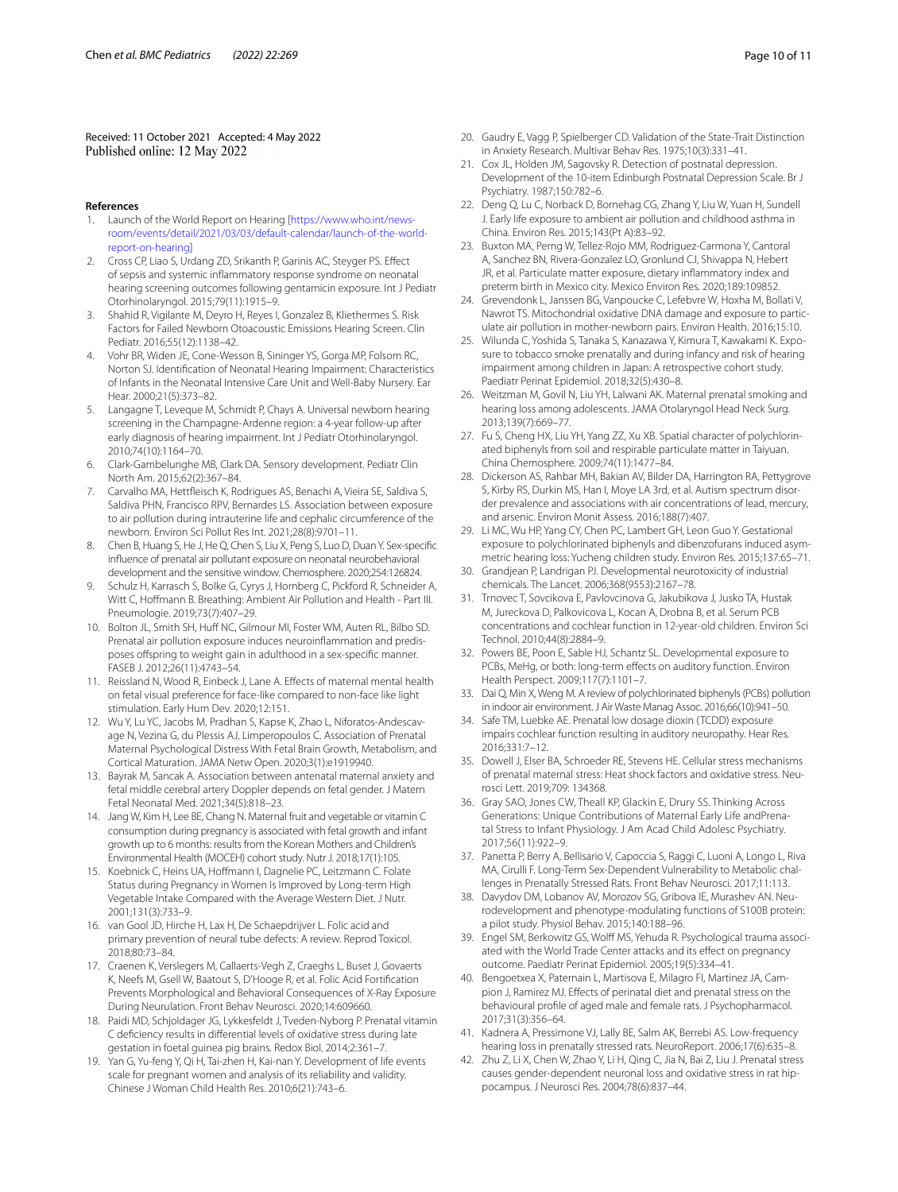Received: 11 October 2021   Accepted: 4 May 2022
Published online: 12 May 2022

#### References

1. Launch of the World Report on Hearing [https://www.who.int/news-room/events/detail/2021/03/03/default-calendar/launch-of-the-world-report-on-hearing]
2. Cross CP, Liao S, Urdang ZD, Srikanth P, Garinis AC, Steyger PS. Effect of sepsis and systemic inflammatory response syndrome on neonatal hearing screening outcomes following gentamicin exposure. Int J Pediatr Otorhinolaryngol. 2015;79(11):1915–9.
3. Shahid R, Vigilante M, Deyro H, Reyes I, Gonzalez B, Kliethermes S. Risk Factors for Failed Newborn Otoacoustic Emissions Hearing Screen. Clin Pediatr. 2016;55(12):1138–42.
4. Vohr BR, Widen JE, Cone-Wesson B, Sininger YS, Gorga MP, Folsom RC, Norton SJ. Identification of Neonatal Hearing Impairment: Characteristics of Infants in the Neonatal Intensive Care Unit and Well-Baby Nursery. Ear Hear. 2000;21(5):373–82.
5. Langagne T, Leveque M, Schmidt P, Chays A. Universal newborn hearing screening in the Champagne-Ardenne region: a 4-year follow-up after early diagnosis of hearing impairment. Int J Pediatr Otorhinolaryngol. 2010;74(10):1164–70.
6. Clark-Gambelunghe MB, Clark DA. Sensory development. Pediatr Clin North Am. 2015;62(2):367–84.
7. Carvalho MA, Hettfleisch K, Rodrigues AS, Benachi A, Vieira SE, Saldiva S, Saldiva PHN, Francisco RPV, Bernardes LS. Association between exposure to air pollution during intrauterine life and cephalic circumference of the newborn. Environ Sci Pollut Res Int. 2021;28(8):9701–11.
8. Chen B, Huang S, He J, He Q, Chen S, Liu X, Peng S, Luo D, Duan Y. Sex-specific influence of prenatal air pollutant exposure on neonatal neurobehavioral development and the sensitive window. Chemosphere. 2020;254:126824.
9. Schulz H, Karrasch S, Bolke G, Cyrys J, Hornberg C, Pickford R, Schneider A, Witt C, Hoffmann B. Breathing: Ambient Air Pollution and Health - Part III. Pneumologie. 2019;73(7):407–29.
10. Bolton JL, Smith SH, Huff NC, Gilmour MI, Foster WM, Auten RL, Bilbo SD. Prenatal air pollution exposure induces neuroinflammation and predisposes offspring to weight gain in adulthood in a sex-specific manner. FASEB J. 2012;26(11):4743–54.
11. Reissland N, Wood R, Einbeck J, Lane A. Effects of maternal mental health on fetal visual preference for face-like compared to non-face like light stimulation. Early Hum Dev. 2020;12:151.
12. Wu Y, Lu YC, Jacobs M, Pradhan S, Kapse K, Zhao L, Niforatos-Andescavage N, Vezina G, du Plessis AJ, Limperopoulos C. Association of Prenatal Maternal Psychological Distress With Fetal Brain Growth, Metabolism, and Cortical Maturation. JAMA Netw Open. 2020;3(1):e1919940.
13. Bayrak M, Sancak A. Association between antenatal maternal anxiety and fetal middle cerebral artery Doppler depends on fetal gender. J Matern Fetal Neonatal Med. 2021;34(5):818–23.
14. Jang W, Kim H, Lee BE, Chang N. Maternal fruit and vegetable or vitamin C consumption during pregnancy is associated with fetal growth and infant growth up to 6 months: results from the Korean Mothers and Children's Environmental Health (MOCEH) cohort study. Nutr J. 2018;17(1):105.
15. Koebnick C, Heins UA, Hoffmann I, Dagnelie PC, Leitzmann C. Folate Status during Pregnancy in Women Is Improved by Long-term High Vegetable Intake Compared with the Average Western Diet. J Nutr. 2001;131(3):733–9.
16. van Gool JD, Hirche H, Lax H, De Schaepdrijver L. Folic acid and primary prevention of neural tube defects: A review. Reprod Toxicol. 2018;80:73–84.
17. Craenen K, Verslegers M, Callaerts-Vegh Z, Craeghs L, Buset J, Govaerts K, Neefs M, Gsell W, Baatout S, D'Hooge R, et al. Folic Acid Fortification Prevents Morphological and Behavioral Consequences of X-Ray Exposure During Neurulation. Front Behav Neurosci. 2020;14:609660.
18. Paidi MD, Schjoldager JG, Lykkesfeldt J, Tveden-Nyborg P. Prenatal vitamin C deficiency results in differential levels of oxidative stress during late gestation in foetal guinea pig brains. Redox Biol. 2014;2:361–7.
19. Yan G, Yu-feng Y, Qi H, Tai-zhen H, Kai-nan Y. Development of life events scale for pregnant women and analysis of its reliability and validity. Chinese J Woman Child Health Res. 2010;6(21):743–6.
20. Gaudry E, Vagg P, Spielberger CD. Validation of the State-Trait Distinction in Anxiety Research. Multivar Behav Res. 1975;10(3):331–41.
21. Cox JL, Holden JM, Sagovsky R. Detection of postnatal depression. Development of the 10-item Edinburgh Postnatal Depression Scale. Br J Psychiatry. 1987;150:782–6.
22. Deng Q, Lu C, Norback D, Bornehag CG, Zhang Y, Liu W, Yuan H, Sundell J. Early life exposure to ambient air pollution and childhood asthma in China. Environ Res. 2015;143(Pt A):83–92.
23. Buxton MA, Perng W, Tellez-Rojo MM, Rodriguez-Carmona Y, Cantoral A, Sanchez BN, Rivera-Gonzalez LO, Gronlund CJ, Shivappa N, Hebert JR, et al. Particulate matter exposure, dietary inflammatory index and preterm birth in Mexico city. Mexico Environ Res. 2020;189:109852.
24. Grevendonk L, Janssen BG, Vanpoucke C, Lefebvre W, Hoxha M, Bollati V, Nawrot TS. Mitochondrial oxidative DNA damage and exposure to particulate air pollution in mother-newborn pairs. Environ Health. 2016;15:10.
25. Wilunda C, Yoshida S, Tanaka S, Kanazawa Y, Kimura T, Kawakami K. Exposure to tobacco smoke prenatally and during infancy and risk of hearing impairment among children in Japan: A retrospective cohort study. Paediatr Perinat Epidemiol. 2018;32(5):430–8.
26. Weitzman M, Govil N, Liu YH, Lalwani AK. Maternal prenatal smoking and hearing loss among adolescents. JAMA Otolaryngol Head Neck Surg. 2013;139(7):669–77.
27. Fu S, Cheng HX, Liu YH, Yang ZZ, Xu XB. Spatial character of polychlorinated biphenyls from soil and respirable particulate matter in Taiyuan. China Chemosphere. 2009;74(11):1477–84.
28. Dickerson AS, Rahbar MH, Bakian AV, Bilder DA, Harrington RA, Pettygrove S, Kirby RS, Durkin MS, Han I, Moye LA 3rd, et al. Autism spectrum disorder prevalence and associations with air concentrations of lead, mercury, and arsenic. Environ Monit Assess. 2016;188(7):407.
29. Li MC, Wu HP, Yang CY, Chen PC, Lambert GH, Leon Guo Y. Gestational exposure to polychlorinated biphenyls and dibenzofurans induced asymmetric hearing loss: Yucheng children study. Environ Res. 2015;137:65–71.
30. Grandjean P, Landrigan PJ. Developmental neurotoxicity of industrial chemicals. The Lancet. 2006;368(9553):2167–78.
31. Trnovec T, Sovcikova E, Pavlovcinova G, Jakubikova J, Jusko TA, Hustak M, Jureckova D, Palkovicova L, Kocan A, Drobna B, et al. Serum PCB concentrations and cochlear function in 12-year-old children. Environ Sci Technol. 2010;44(8):2884–9.
32. Powers BE, Poon E, Sable HJ, Schantz SL. Developmental exposure to PCBs, MeHg, or both: long-term effects on auditory function. Environ Health Perspect. 2009;117(7):1101–7.
33. Dai Q, Min X, Weng M. A review of polychlorinated biphenyls (PCBs) pollution in indoor air environment. J Air Waste Manag Assoc. 2016;66(10):941–50.
34. Safe TM, Luebke AE. Prenatal low dosage dioxin (TCDD) exposure impairs cochlear function resulting in auditory neuropathy. Hear Res. 2016;331:7–12.
35. Dowell J, Elser BA, Schroeder RE, Stevens HE. Cellular stress mechanisms of prenatal maternal stress: Heat shock factors and oxidative stress. Neurosci Lett. 2019;709: 134368.
36. Gray SAO, Jones CW, Theall KP, Glackin E, Drury SS. Thinking Across Generations: Unique Contributions of Maternal Early Life andPrenatal Stress to Infant Physiology. J Am Acad Child Adolesc Psychiatry. 2017;56(11):922–9.
37. Panetta P, Berry A, Bellisario V, Capoccia S, Raggi C, Luoni A, Longo L, Riva MA, Cirulli F. Long-Term Sex-Dependent Vulnerability to Metabolic challenges in Prenatally Stressed Rats. Front Behav Neurosci. 2017;11:113.
38. Davydov DM, Lobanov AV, Morozov SG, Gribova IE, Murashev AN. Neurodevelopment and phenotype-modulating functions of S100B protein: a pilot study. Physiol Behav. 2015;140:188–96.
39. Engel SM, Berkowitz GS, Wolff MS, Yehuda R. Psychological trauma associated with the World Trade Center attacks and its effect on pregnancy outcome. Paediatr Perinat Epidemiol. 2005;19(5):334–41.
40. Bengoetxea X, Paternain L, Martisova E, Milagro FI, Martinez JA, Campion J, Ramirez MJ. Effects of perinatal diet and prenatal stress on the behavioural profile of aged male and female rats. J Psychopharmacol. 2017;31(3):356–64.
41. Kadnera A, Pressimone VJ, Lally BE, Salm AK, Berrebi AS. Low-frequency hearing loss in prenatally stressed rats. NeuroReport. 2006;17(6):635–8.
42. Zhu Z, Li X, Chen W, Zhao Y, Li H, Qing C, Jia N, Bai Z, Liu J. Prenatal stress causes gender-dependent neuronal loss and oxidative stress in rat hippocampus. J Neurosci Res. 2004;78(6):837–44.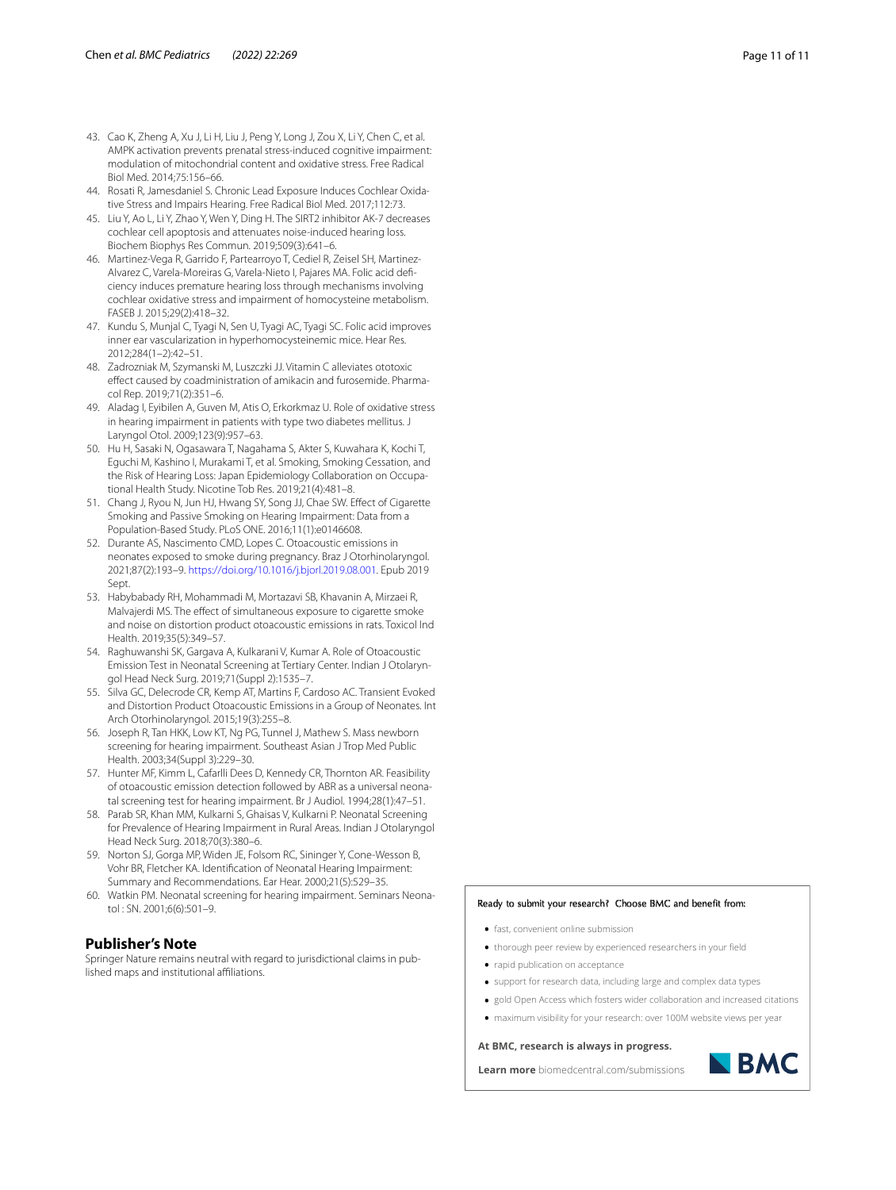43. Cao K, Zheng A, Xu J, Li H, Liu J, Peng Y, Long J, Zou X, Li Y, Chen C, et al. AMPK activation prevents prenatal stress-induced cognitive impairment: modulation of mitochondrial content and oxidative stress. Free Radical Biol Med. 2014;75:156–66.
44. Rosati R, Jamesdaniel S. Chronic Lead Exposure Induces Cochlear Oxidative Stress and Impairs Hearing. Free Radical Biol Med. 2017;112:73.
45. Liu Y, Ao L, Li Y, Zhao Y, Wen Y, Ding H. The SIRT2 inhibitor AK-7 decreases cochlear cell apoptosis and attenuates noise-induced hearing loss. Biochem Biophys Res Commun. 2019;509(3):641–6.
46. Martinez-Vega R, Garrido F, Partearroyo T, Cediel R, Zeisel SH, Martinez-Alvarez C, Varela-Moreiras G, Varela-Nieto I, Pajares MA. Folic acid deficiency induces premature hearing loss through mechanisms involving cochlear oxidative stress and impairment of homocysteine metabolism. FASEB J. 2015;29(2):418–32.
47. Kundu S, Munjal C, Tyagi N, Sen U, Tyagi AC, Tyagi SC. Folic acid improves inner ear vascularization in hyperhomocysteinemic mice. Hear Res. 2012;284(1–2):42–51.
48. Zadrozniak M, Szymanski M, Luszczki JJ. Vitamin C alleviates ototoxic effect caused by coadministration of amikacin and furosemide. Pharmacol Rep. 2019;71(2):351–6.
49. Aladag I, Eyibilen A, Guven M, Atis O, Erkorkmaz U. Role of oxidative stress in hearing impairment in patients with type two diabetes mellitus. J Laryngol Otol. 2009;123(9):957–63.
50. Hu H, Sasaki N, Ogasawara T, Nagahama S, Akter S, Kuwahara K, Kochi T, Eguchi M, Kashino I, Murakami T, et al. Smoking, Smoking Cessation, and the Risk of Hearing Loss: Japan Epidemiology Collaboration on Occupational Health Study. Nicotine Tob Res. 2019;21(4):481–8.
51. Chang J, Ryou N, Jun HJ, Hwang SY, Song JJ, Chae SW. Effect of Cigarette Smoking and Passive Smoking on Hearing Impairment: Data from a Population-Based Study. PLoS ONE. 2016;11(1):e0146608.
52. Durante AS, Nascimento CMD, Lopes C. Otoacoustic emissions in neonates exposed to smoke during pregnancy. Braz J Otorhinolaryngol. 2021;87(2):193–9. https://doi.org/10.1016/j.bjorl.2019.08.001. Epub 2019 Sept.
53. Habybabady RH, Mohammadi M, Mortazavi SB, Khavanin A, Mirzaei R, Malvajerdi MS. The effect of simultaneous exposure to cigarette smoke and noise on distortion product otoacoustic emissions in rats. Toxicol Ind Health. 2019;35(5):349–57.
54. Raghuwanshi SK, Gargava A, Kulkarani V, Kumar A. Role of Otoacoustic Emission Test in Neonatal Screening at Tertiary Center. Indian J Otolaryngol Head Neck Surg. 2019;71(Suppl 2):1535–7.
55. Silva GC, Delecrode CR, Kemp AT, Martins F, Cardoso AC. Transient Evoked and Distortion Product Otoacoustic Emissions in a Group of Neonates. Int Arch Otorhinolaryngol. 2015;19(3):255–8.
56. Joseph R, Tan HKK, Low KT, Ng PG, Tunnel J, Mathew S. Mass newborn screening for hearing impairment. Southeast Asian J Trop Med Public Health. 2003;34(Suppl 3):229–30.
57. Hunter MF, Kimm L, Cafarlli Dees D, Kennedy CR, Thornton AR. Feasibility of otoacoustic emission detection followed by ABR as a universal neonatal screening test for hearing impairment. Br J Audiol. 1994;28(1):47–51.
58. Parab SR, Khan MM, Kulkarni S, Ghaisas V, Kulkarni P. Neonatal Screening for Prevalence of Hearing Impairment in Rural Areas. Indian J Otolaryngol Head Neck Surg. 2018;70(3):380–6.
59. Norton SJ, Gorga MP, Widen JE, Folsom RC, Sininger Y, Cone-Wesson B, Vohr BR, Fletcher KA. Identification of Neonatal Hearing Impairment: Summary and Recommendations. Ear Hear. 2000;21(5):529–35.
60. Watkin PM. Neonatal screening for hearing impairment. Seminars Neonatol : SN. 2001;6(6):501–9.

## Publisher's Note

Springer Nature remains neutral with regard to jurisdictional claims in published maps and institutional affiliations.

Ready to submit your research? Choose BMC and benefit from:

- fast, convenient online submission
- thorough peer review by experienced researchers in your field
- rapid publication on acceptance
- support for research data, including large and complex data types
- gold Open Access which fosters wider collaboration and increased citations
- maximum visibility for your research: over 100M website views per year

**At BMC, research is always in progress.**

**Learn more** biomedcentral.com/submissions

BMC